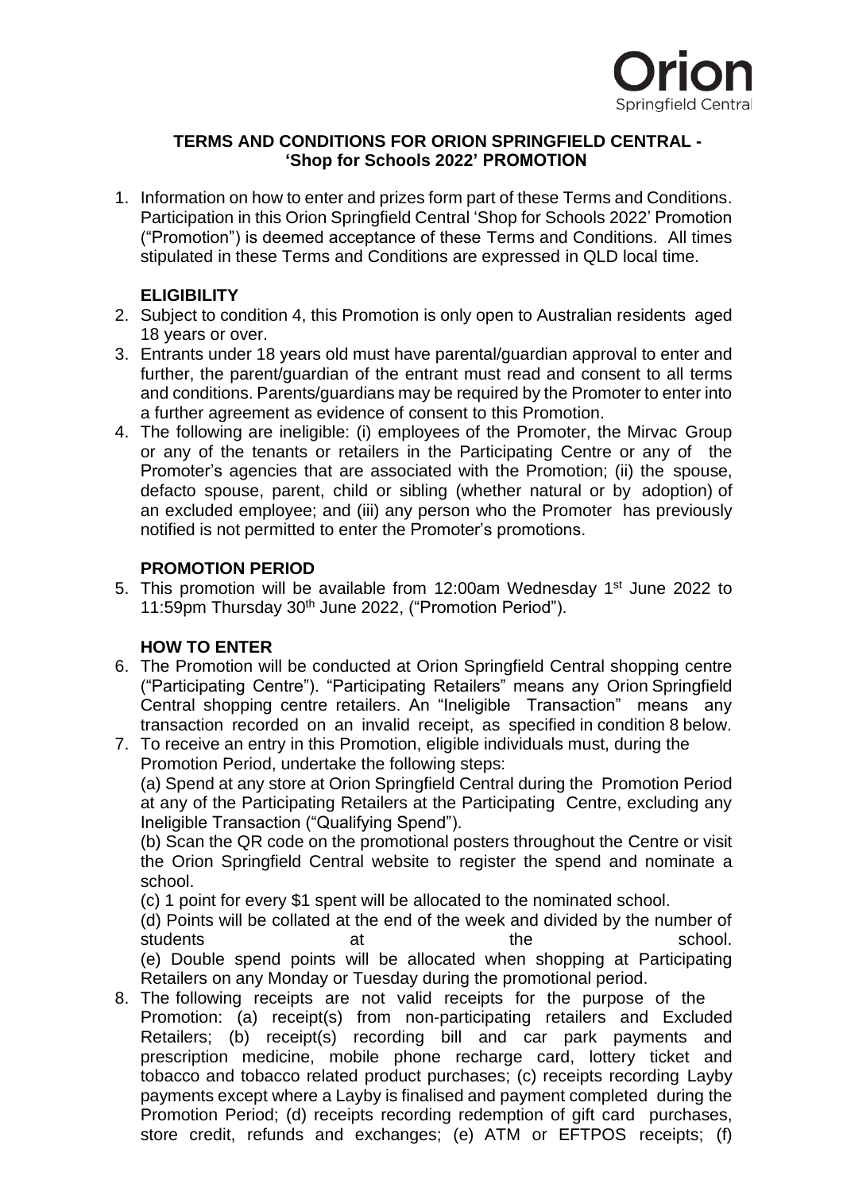# TERMS AND CONDITIONS FOR ORION SPRINGFIELD CENTRAL - 'Shop for Schools 2022' PROMOTION

1. Information on how to enter and prizes form part of these Terms and Conditions. Participation in this Orion Springfield Central 'Shop for Schools 2022' Promotion ("Promotion") is deemed acceptance of these Terms and Conditions. All times stipulated in these Terms and Conditions are expressed in QLD local time.

## ELIGIBILITY

2. Subject to condition 4, this Promotion is only open to Australian residents aged 18 years or over.
3. Entrants under 18 years old must have parental/guardian approval to enter and further, the parent/guardian of the entrant must read and consent to all terms and conditions. Parents/guardians may be required by the Promoter to enter into a further agreement as evidence of consent to this Promotion.
4. The following are ineligible: (i) employees of the Promoter, the Mirvac Group or any of the tenants or retailers in the Participating Centre or any of the Promoter's agencies that are associated with the Promotion; (ii) the spouse, defacto spouse, parent, child or sibling (whether natural or by adoption) of an excluded employee; and (iii) any person who the Promoter has previously notified is not permitted to enter the Promoter's promotions.

## PROMOTION PERIOD

5. This promotion will be available from 12:00am Wednesday 1st June 2022 to 11:59pm Thursday 30th June 2022, ("Promotion Period").

## HOW TO ENTER

6. The Promotion will be conducted at Orion Springfield Central shopping centre ("Participating Centre"). "Participating Retailers" means any Orion Springfield Central shopping centre retailers. An "Ineligible Transaction" means any transaction recorded on an invalid receipt, as specified in condition 8 below.
7. To receive an entry in this Promotion, eligible individuals must, during the Promotion Period, undertake the following steps:

   (a) Spend at any store at Orion Springfield Central during the Promotion Period at any of the Participating Retailers at the Participating Centre, excluding any Ineligible Transaction ("Qualifying Spend").

   (b) Scan the QR code on the promotional posters throughout the Centre or visit the Orion Springfield Central website to register the spend and nominate a school.

   (c) 1 point for every $1 spent will be allocated to the nominated school.

   (d) Points will be collated at the end of the week and divided by the number of students at the school.

   (e) Double spend points will be allocated when shopping at Participating Retailers on any Monday or Tuesday during the promotional period.
8. The following receipts are not valid receipts for the purpose of the Promotion: (a) receipt(s) from non-participating retailers and Excluded Retailers; (b) receipt(s) recording bill and car park payments and prescription medicine, mobile phone recharge card, lottery ticket and tobacco and tobacco related product purchases; (c) receipts recording Layby payments except where a Layby is finalised and payment completed during the Promotion Period; (d) receipts recording redemption of gift card purchases, store credit, refunds and exchanges; (e) ATM or EFTPOS receipts; (f)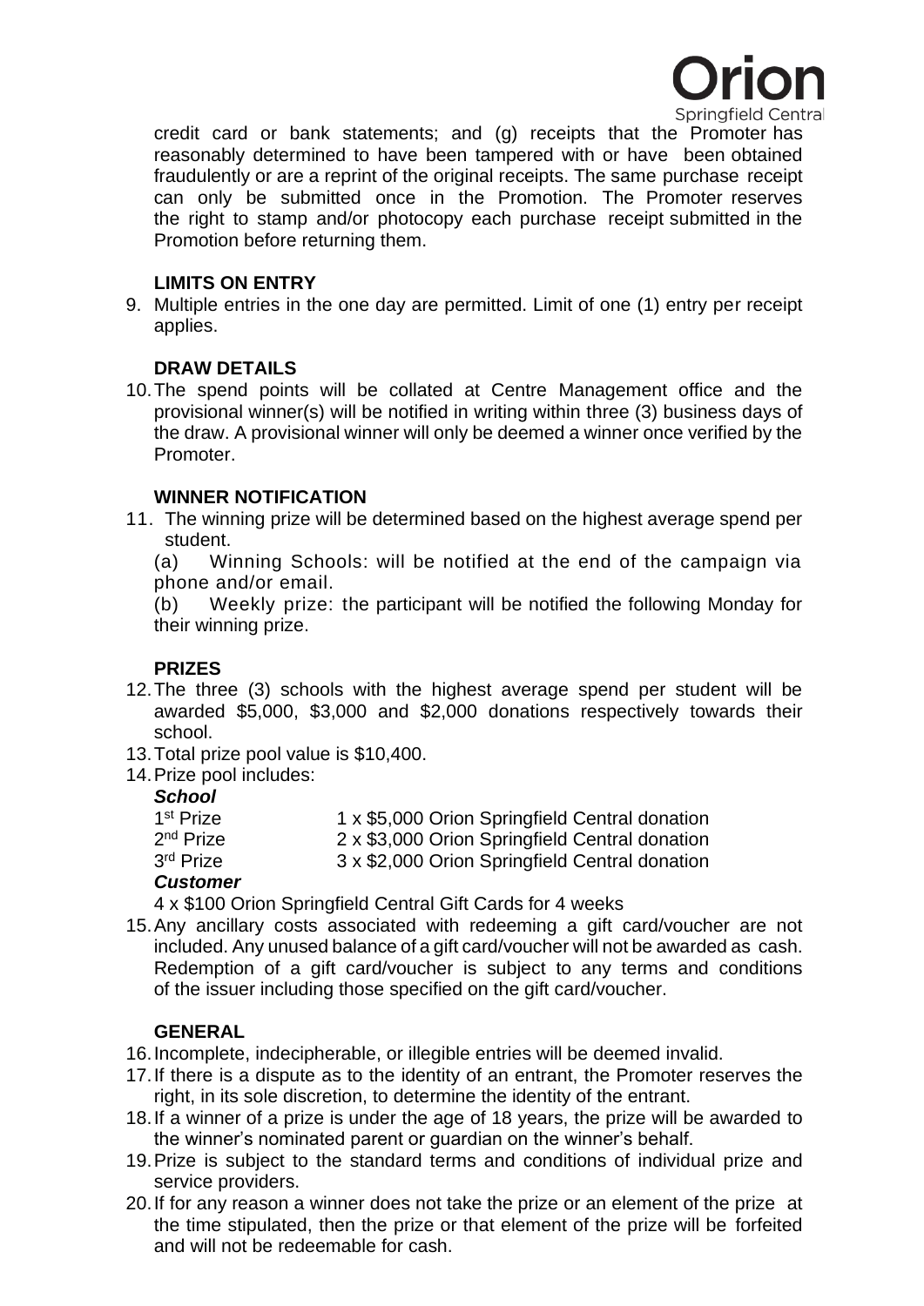credit card or bank statements; and (g) receipts that the Promoter has reasonably determined to have been tampered with or have been obtained fraudulently or are a reprint of the original receipts. The same purchase receipt can only be submitted once in the Promotion. The Promoter reserves the right to stamp and/or photocopy each purchase receipt submitted in the Promotion before returning them.

**LIMITS ON ENTRY**

9. Multiple entries in the one day are permitted. Limit of one (1) entry per receipt applies.

**DRAW DETAILS**

10. The spend points will be collated at Centre Management office and the provisional winner(s) will be notified in writing within three (3) business days of the draw. A provisional winner will only be deemed a winner once verified by the Promoter.

**WINNER NOTIFICATION**

11. The winning prize will be determined based on the highest average spend per student.

   (a) Winning Schools: will be notified at the end of the campaign via phone and/or email.

   (b) Weekly prize: the participant will be notified the following Monday for their winning prize.

**PRIZES**

12. The three (3) schools with the highest average spend per student will be awarded $5,000, $3,000 and $2,000 donations respectively towards their school.
13. Total prize pool value is $10,400.
14. Prize pool includes:

   ***School***

   1st Prize — 1 x $5,000 Orion Springfield Central donation
   2nd Prize — 2 x $3,000 Orion Springfield Central donation
   3rd Prize — 3 x $2,000 Orion Springfield Central donation

   ***Customer***

   4 x $100 Orion Springfield Central Gift Cards for 4 weeks

15. Any ancillary costs associated with redeeming a gift card/voucher are not included. Any unused balance of a gift card/voucher will not be awarded as cash. Redemption of a gift card/voucher is subject to any terms and conditions of the issuer including those specified on the gift card/voucher.

**GENERAL**

16. Incomplete, indecipherable, or illegible entries will be deemed invalid.
17. If there is a dispute as to the identity of an entrant, the Promoter reserves the right, in its sole discretion, to determine the identity of the entrant.
18. If a winner of a prize is under the age of 18 years, the prize will be awarded to the winner's nominated parent or guardian on the winner's behalf.
19. Prize is subject to the standard terms and conditions of individual prize and service providers.
20. If for any reason a winner does not take the prize or an element of the prize at the time stipulated, then the prize or that element of the prize will be forfeited and will not be redeemable for cash.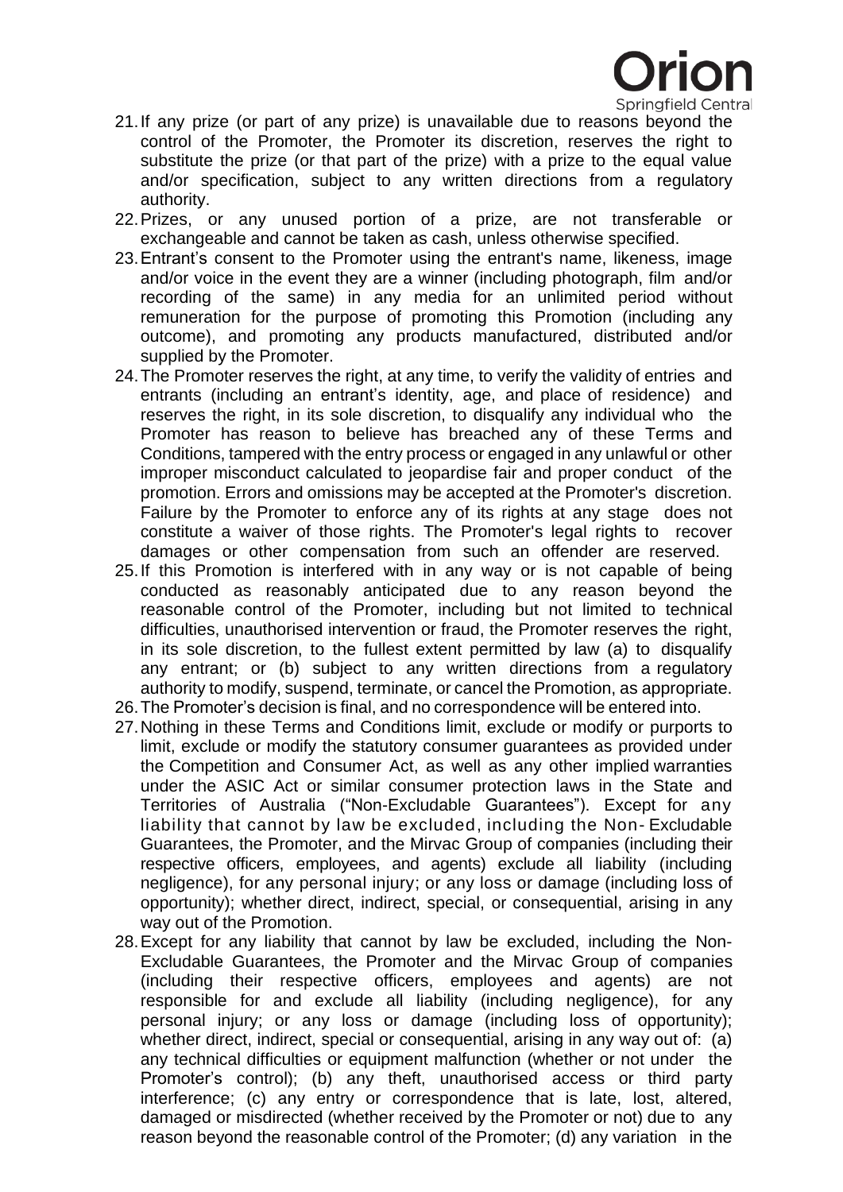21. If any prize (or part of any prize) is unavailable due to reasons beyond the control of the Promoter, the Promoter its discretion, reserves the right to substitute the prize (or that part of the prize) with a prize to the equal value and/or specification, subject to any written directions from a regulatory authority.
22. Prizes, or any unused portion of a prize, are not transferable or exchangeable and cannot be taken as cash, unless otherwise specified.
23. Entrant's consent to the Promoter using the entrant's name, likeness, image and/or voice in the event they are a winner (including photograph, film and/or recording of the same) in any media for an unlimited period without remuneration for the purpose of promoting this Promotion (including any outcome), and promoting any products manufactured, distributed and/or supplied by the Promoter.
24. The Promoter reserves the right, at any time, to verify the validity of entries and entrants (including an entrant's identity, age, and place of residence) and reserves the right, in its sole discretion, to disqualify any individual who the Promoter has reason to believe has breached any of these Terms and Conditions, tampered with the entry process or engaged in any unlawful or other improper misconduct calculated to jeopardise fair and proper conduct of the promotion. Errors and omissions may be accepted at the Promoter's discretion. Failure by the Promoter to enforce any of its rights at any stage does not constitute a waiver of those rights. The Promoter's legal rights to recover damages or other compensation from such an offender are reserved.
25. If this Promotion is interfered with in any way or is not capable of being conducted as reasonably anticipated due to any reason beyond the reasonable control of the Promoter, including but not limited to technical difficulties, unauthorised intervention or fraud, the Promoter reserves the right, in its sole discretion, to the fullest extent permitted by law (a) to disqualify any entrant; or (b) subject to any written directions from a regulatory authority to modify, suspend, terminate, or cancel the Promotion, as appropriate.
26. The Promoter's decision is final, and no correspondence will be entered into.
27. Nothing in these Terms and Conditions limit, exclude or modify or purports to limit, exclude or modify the statutory consumer guarantees as provided under the Competition and Consumer Act, as well as any other implied warranties under the ASIC Act or similar consumer protection laws in the State and Territories of Australia ("Non-Excludable Guarantees"). Except for any liability that cannot by law be excluded, including the Non- Excludable Guarantees, the Promoter, and the Mirvac Group of companies (including their respective officers, employees, and agents) exclude all liability (including negligence), for any personal injury; or any loss or damage (including loss of opportunity); whether direct, indirect, special, or consequential, arising in any way out of the Promotion.
28. Except for any liability that cannot by law be excluded, including the Non-Excludable Guarantees, the Promoter and the Mirvac Group of companies (including their respective officers, employees and agents) are not responsible for and exclude all liability (including negligence), for any personal injury; or any loss or damage (including loss of opportunity); whether direct, indirect, special or consequential, arising in any way out of: (a) any technical difficulties or equipment malfunction (whether or not under the Promoter's control); (b) any theft, unauthorised access or third party interference; (c) any entry or correspondence that is late, lost, altered, damaged or misdirected (whether received by the Promoter or not) due to any reason beyond the reasonable control of the Promoter; (d) any variation in the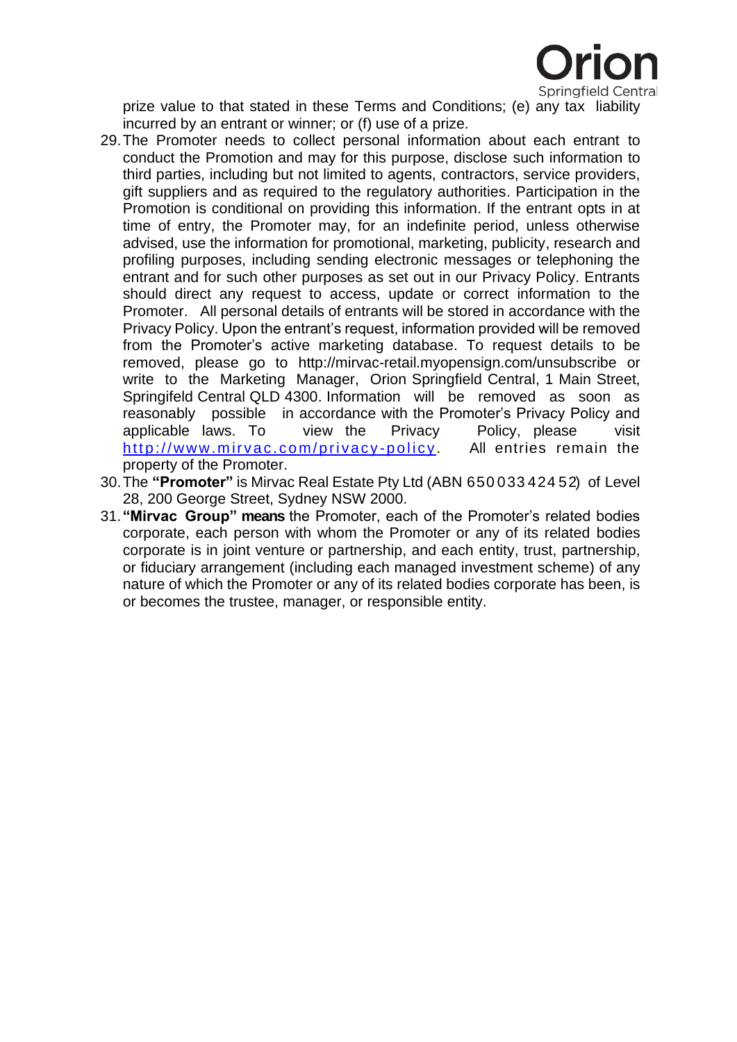prize value to that stated in these Terms and Conditions; (e) any tax liability incurred by an entrant or winner; or (f) use of a prize.

29. The Promoter needs to collect personal information about each entrant to conduct the Promotion and may for this purpose, disclose such information to third parties, including but not limited to agents, contractors, service providers, gift suppliers and as required to the regulatory authorities. Participation in the Promotion is conditional on providing this information. If the entrant opts in at time of entry, the Promoter may, for an indefinite period, unless otherwise advised, use the information for promotional, marketing, publicity, research and profiling purposes, including sending electronic messages or telephoning the entrant and for such other purposes as set out in our Privacy Policy. Entrants should direct any request to access, update or correct information to the Promoter. All personal details of entrants will be stored in accordance with the Privacy Policy. Upon the entrant's request, information provided will be removed from the Promoter's active marketing database. To request details to be removed, please go to http://mirvac-retail.myopensign.com/unsubscribe or write to the Marketing Manager, Orion Springfield Central, 1 Main Street, Springifeld Central QLD 4300. Information will be removed as soon as reasonably possible in accordance with the Promoter's Privacy Policy and applicable laws. To view the Privacy Policy, please visit [http://www.mirvac.com/privacy-policy](http://www.mirvac.com/privacy-policy). All entries remain the property of the Promoter.
30. The **"Promoter"** is Mirvac Real Estate Pty Ltd (ABN 650 033 424 52) of Level 28, 200 George Street, Sydney NSW 2000.
31. **"Mirvac Group" means** the Promoter, each of the Promoter's related bodies corporate, each person with whom the Promoter or any of its related bodies corporate is in joint venture or partnership, and each entity, trust, partnership, or fiduciary arrangement (including each managed investment scheme) of any nature of which the Promoter or any of its related bodies corporate has been, is or becomes the trustee, manager, or responsible entity.